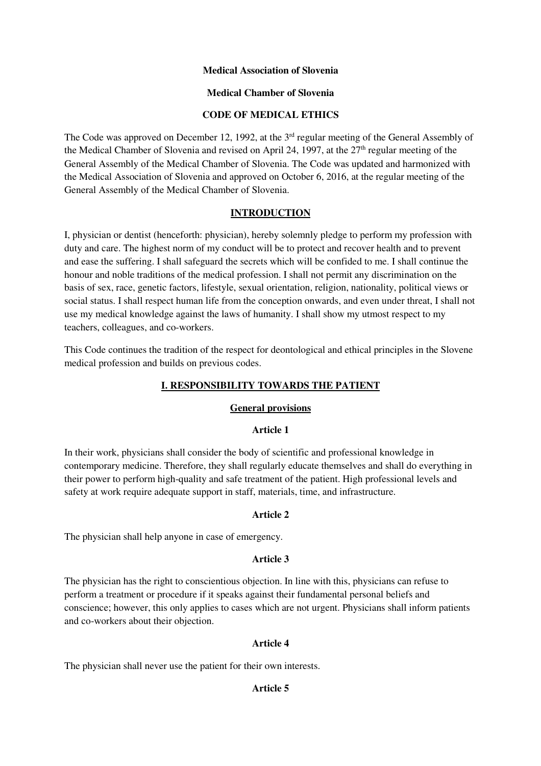**Medical Association of Slovenia**

**Medical Chamber of Slovenia**

# CODE OF MEDICAL ETHICS

The Code was approved on December 12, 1992, at the 3rd regular meeting of the General Assembly of the Medical Chamber of Slovenia and revised on April 24, 1997, at the 27th regular meeting of the General Assembly of the Medical Chamber of Slovenia. The Code was updated and harmonized with the Medical Association of Slovenia and approved on October 6, 2016, at the regular meeting of the General Assembly of the Medical Chamber of Slovenia.

## INTRODUCTION

I, physician or dentist (henceforth: physician), hereby solemnly pledge to perform my profession with duty and care. The highest norm of my conduct will be to protect and recover health and to prevent and ease the suffering. I shall safeguard the secrets which will be confided to me. I shall continue the honour and noble traditions of the medical profession. I shall not permit any discrimination on the basis of sex, race, genetic factors, lifestyle, sexual orientation, religion, nationality, political views or social status. I shall respect human life from the conception onwards, and even under threat, I shall not use my medical knowledge against the laws of humanity. I shall show my utmost respect to my teachers, colleagues, and co-workers.

This Code continues the tradition of the respect for deontological and ethical principles in the Slovene medical profession and builds on previous codes.

## I. RESPONSIBILITY TOWARDS THE PATIENT

### General provisions

#### Article 1

In their work, physicians shall consider the body of scientific and professional knowledge in contemporary medicine. Therefore, they shall regularly educate themselves and shall do everything in their power to perform high-quality and safe treatment of the patient. High professional levels and safety at work require adequate support in staff, materials, time, and infrastructure.

#### Article 2

The physician shall help anyone in case of emergency.

#### Article 3

The physician has the right to conscientious objection. In line with this, physicians can refuse to perform a treatment or procedure if it speaks against their fundamental personal beliefs and conscience; however, this only applies to cases which are not urgent. Physicians shall inform patients and co-workers about their objection.

#### Article 4

The physician shall never use the patient for their own interests.

#### Article 5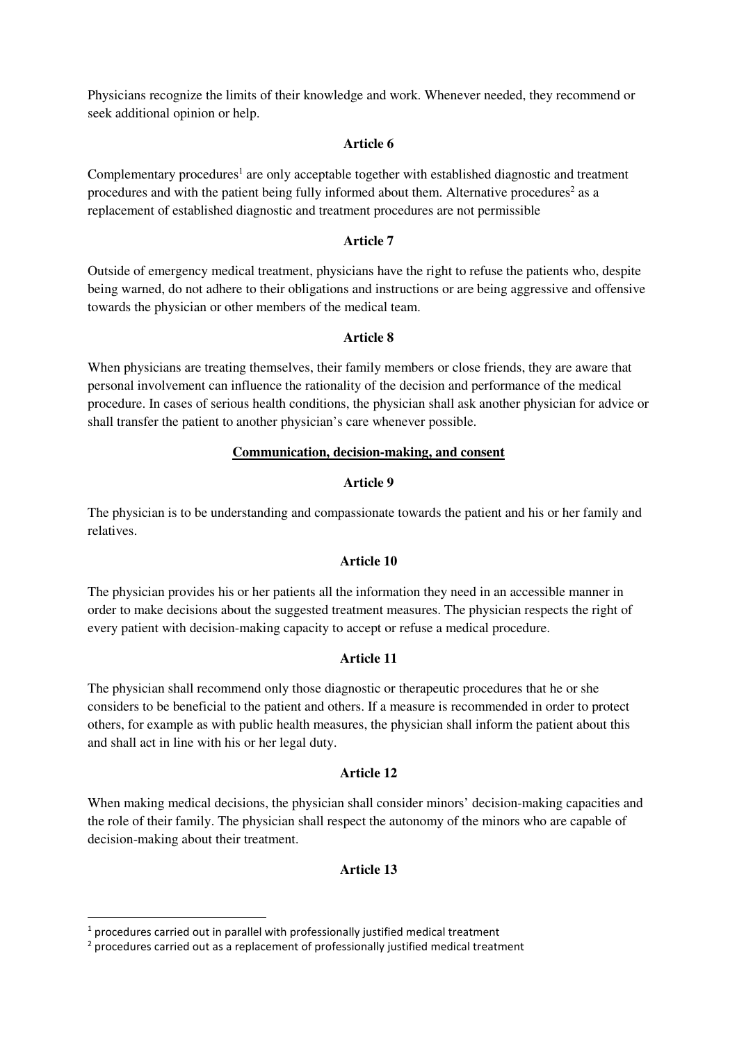Physicians recognize the limits of their knowledge and work. Whenever needed, they recommend or seek additional opinion or help.

**Article 6**

Complementary procedures[1] are only acceptable together with established diagnostic and treatment procedures and with the patient being fully informed about them. Alternative procedures[2] as a replacement of established diagnostic and treatment procedures are not permissible

**Article 7**

Outside of emergency medical treatment, physicians have the right to refuse the patients who, despite being warned, do not adhere to their obligations and instructions or are being aggressive and offensive towards the physician or other members of the medical team.

**Article 8**

When physicians are treating themselves, their family members or close friends, they are aware that personal involvement can influence the rationality of the decision and performance of the medical procedure. In cases of serious health conditions, the physician shall ask another physician for advice or shall transfer the patient to another physician's care whenever possible.

## Communication, decision-making, and consent

**Article 9**

The physician is to be understanding and compassionate towards the patient and his or her family and relatives.

**Article 10**

The physician provides his or her patients all the information they need in an accessible manner in order to make decisions about the suggested treatment measures. The physician respects the right of every patient with decision-making capacity to accept or refuse a medical procedure.

**Article 11**

The physician shall recommend only those diagnostic or therapeutic procedures that he or she considers to be beneficial to the patient and others. If a measure is recommended in order to protect others, for example as with public health measures, the physician shall inform the patient about this and shall act in line with his or her legal duty.

**Article 12**

When making medical decisions, the physician shall consider minors' decision-making capacities and the role of their family. The physician shall respect the autonomy of the minors who are capable of decision-making about their treatment.

**Article 13**

---

[1] procedures carried out in parallel with professionally justified medical treatment

[2] procedures carried out as a replacement of professionally justified medical treatment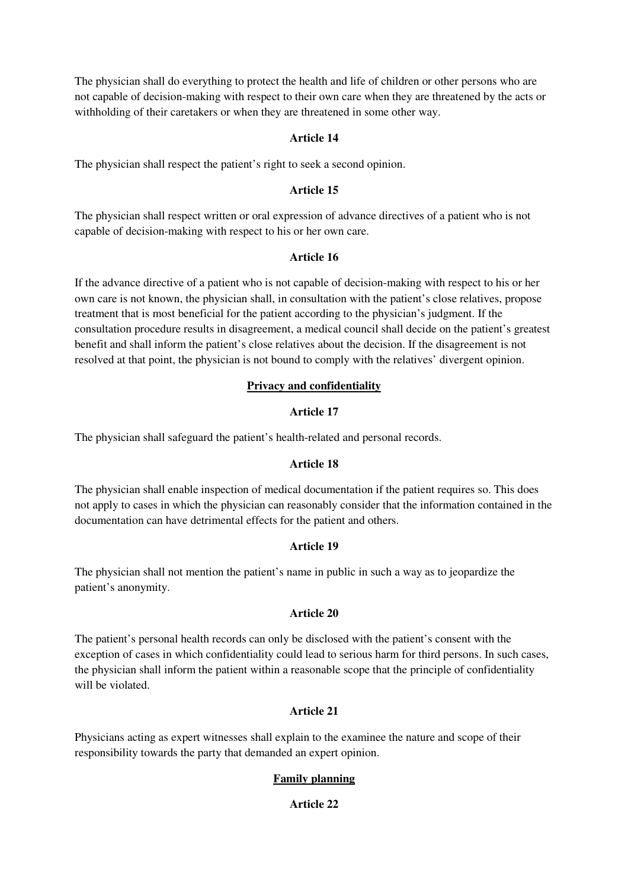The physician shall do everything to protect the health and life of children or other persons who are not capable of decision-making with respect to their own care when they are threatened by the acts or withholding of their caretakers or when they are threatened in some other way.

**Article 14**

The physician shall respect the patient's right to seek a second opinion.

**Article 15**

The physician shall respect written or oral expression of advance directives of a patient who is not capable of decision-making with respect to his or her own care.

**Article 16**

If the advance directive of a patient who is not capable of decision-making with respect to his or her own care is not known, the physician shall, in consultation with the patient's close relatives, propose treatment that is most beneficial for the patient according to the physician's judgment. If the consultation procedure results in disagreement, a medical council shall decide on the patient's greatest benefit and shall inform the patient's close relatives about the decision. If the disagreement is not resolved at that point, the physician is not bound to comply with the relatives' divergent opinion.

## Privacy and confidentiality

**Article 17**

The physician shall safeguard the patient's health-related and personal records.

**Article 18**

The physician shall enable inspection of medical documentation if the patient requires so. This does not apply to cases in which the physician can reasonably consider that the information contained in the documentation can have detrimental effects for the patient and others.

**Article 19**

The physician shall not mention the patient's name in public in such a way as to jeopardize the patient's anonymity.

**Article 20**

The patient's personal health records can only be disclosed with the patient's consent with the exception of cases in which confidentiality could lead to serious harm for third persons. In such cases, the physician shall inform the patient within a reasonable scope that the principle of confidentiality will be violated.

**Article 21**

Physicians acting as expert witnesses shall explain to the examinee the nature and scope of their responsibility towards the party that demanded an expert opinion.

## Family planning

**Article 22**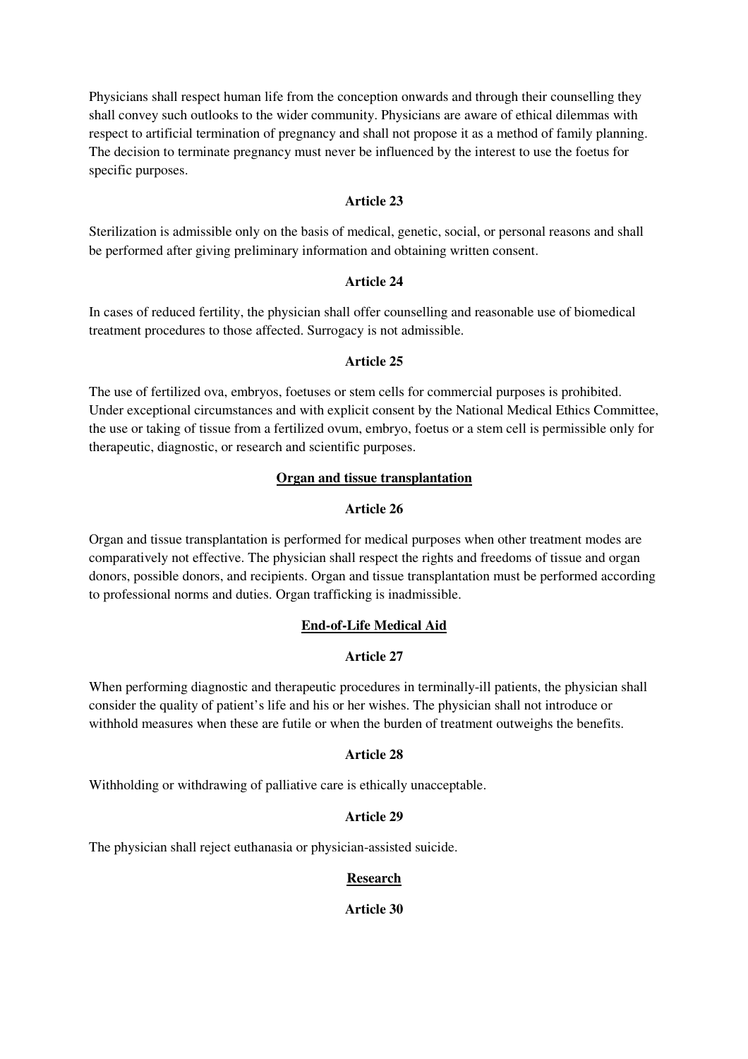Physicians shall respect human life from the conception onwards and through their counselling they shall convey such outlooks to the wider community. Physicians are aware of ethical dilemmas with respect to artificial termination of pregnancy and shall not propose it as a method of family planning. The decision to terminate pregnancy must never be influenced by the interest to use the foetus for specific purposes.

**Article 23**

Sterilization is admissible only on the basis of medical, genetic, social, or personal reasons and shall be performed after giving preliminary information and obtaining written consent.

**Article 24**

In cases of reduced fertility, the physician shall offer counselling and reasonable use of biomedical treatment procedures to those affected. Surrogacy is not admissible.

**Article 25**

The use of fertilized ova, embryos, foetuses or stem cells for commercial purposes is prohibited. Under exceptional circumstances and with explicit consent by the National Medical Ethics Committee, the use or taking of tissue from a fertilized ovum, embryo, foetus or a stem cell is permissible only for therapeutic, diagnostic, or research and scientific purposes.

## Organ and tissue transplantation

**Article 26**

Organ and tissue transplantation is performed for medical purposes when other treatment modes are comparatively not effective. The physician shall respect the rights and freedoms of tissue and organ donors, possible donors, and recipients. Organ and tissue transplantation must be performed according to professional norms and duties. Organ trafficking is inadmissible.

## End-of-Life Medical Aid

**Article 27**

When performing diagnostic and therapeutic procedures in terminally-ill patients, the physician shall consider the quality of patient's life and his or her wishes. The physician shall not introduce or withhold measures when these are futile or when the burden of treatment outweighs the benefits.

**Article 28**

Withholding or withdrawing of palliative care is ethically unacceptable.

**Article 29**

The physician shall reject euthanasia or physician-assisted suicide.

## Research

**Article 30**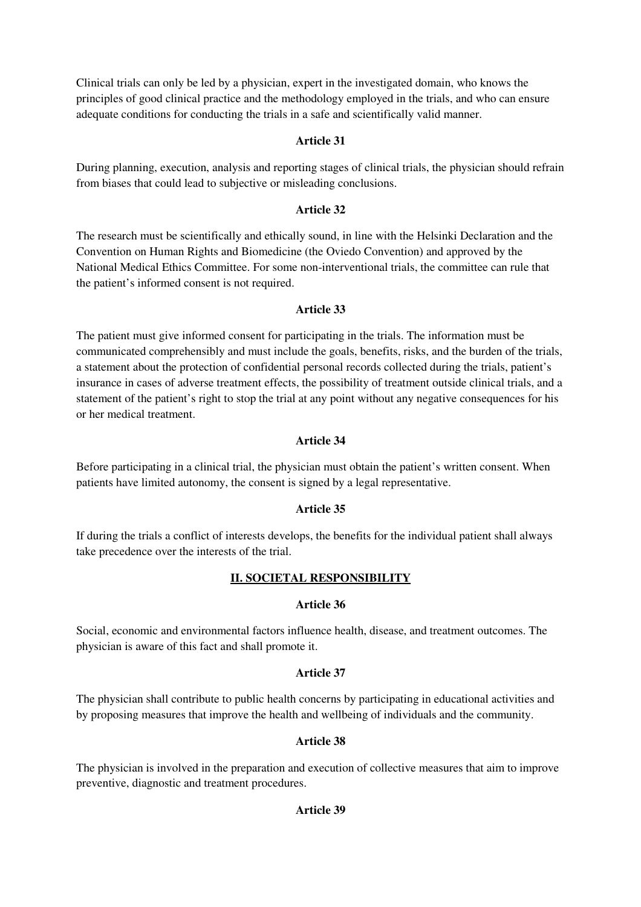Clinical trials can only be led by a physician, expert in the investigated domain, who knows the principles of good clinical practice and the methodology employed in the trials, and who can ensure adequate conditions for conducting the trials in a safe and scientifically valid manner.

**Article 31**

During planning, execution, analysis and reporting stages of clinical trials, the physician should refrain from biases that could lead to subjective or misleading conclusions.

**Article 32**

The research must be scientifically and ethically sound, in line with the Helsinki Declaration and the Convention on Human Rights and Biomedicine (the Oviedo Convention) and approved by the National Medical Ethics Committee. For some non-interventional trials, the committee can rule that the patient's informed consent is not required.

**Article 33**

The patient must give informed consent for participating in the trials. The information must be communicated comprehensibly and must include the goals, benefits, risks, and the burden of the trials, a statement about the protection of confidential personal records collected during the trials, patient's insurance in cases of adverse treatment effects, the possibility of treatment outside clinical trials, and a statement of the patient's right to stop the trial at any point without any negative consequences for his or her medical treatment.

**Article 34**

Before participating in a clinical trial, the physician must obtain the patient's written consent. When patients have limited autonomy, the consent is signed by a legal representative.

**Article 35**

If during the trials a conflict of interests develops, the benefits for the individual patient shall always take precedence over the interests of the trial.

## II. SOCIETAL RESPONSIBILITY

**Article 36**

Social, economic and environmental factors influence health, disease, and treatment outcomes. The physician is aware of this fact and shall promote it.

**Article 37**

The physician shall contribute to public health concerns by participating in educational activities and by proposing measures that improve the health and wellbeing of individuals and the community.

**Article 38**

The physician is involved in the preparation and execution of collective measures that aim to improve preventive, diagnostic and treatment procedures.

**Article 39**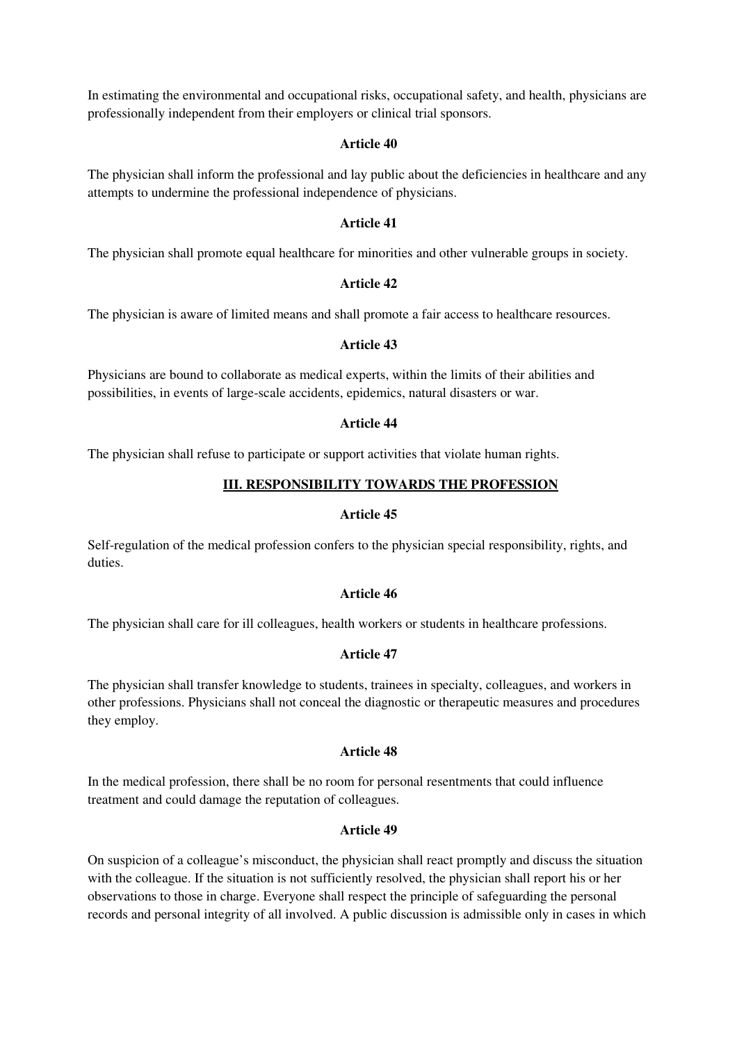In estimating the environmental and occupational risks, occupational safety, and health, physicians are professionally independent from their employers or clinical trial sponsors.

**Article 40**

The physician shall inform the professional and lay public about the deficiencies in healthcare and any attempts to undermine the professional independence of physicians.

**Article 41**

The physician shall promote equal healthcare for minorities and other vulnerable groups in society.

**Article 42**

The physician is aware of limited means and shall promote a fair access to healthcare resources.

**Article 43**

Physicians are bound to collaborate as medical experts, within the limits of their abilities and possibilities, in events of large-scale accidents, epidemics, natural disasters or war.

**Article 44**

The physician shall refuse to participate or support activities that violate human rights.

## III. RESPONSIBILITY TOWARDS THE PROFESSION

**Article 45**

Self-regulation of the medical profession confers to the physician special responsibility, rights, and duties.

**Article 46**

The physician shall care for ill colleagues, health workers or students in healthcare professions.

**Article 47**

The physician shall transfer knowledge to students, trainees in specialty, colleagues, and workers in other professions. Physicians shall not conceal the diagnostic or therapeutic measures and procedures they employ.

**Article 48**

In the medical profession, there shall be no room for personal resentments that could influence treatment and could damage the reputation of colleagues.

**Article 49**

On suspicion of a colleague's misconduct, the physician shall react promptly and discuss the situation with the colleague. If the situation is not sufficiently resolved, the physician shall report his or her observations to those in charge. Everyone shall respect the principle of safeguarding the personal records and personal integrity of all involved. A public discussion is admissible only in cases in which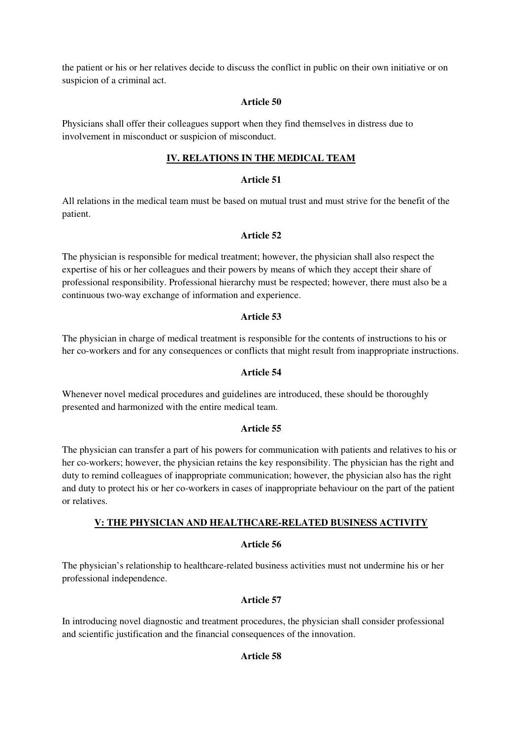the patient or his or her relatives decide to discuss the conflict in public on their own initiative or on suspicion of a criminal act.

### Article 50

Physicians shall offer their colleagues support when they find themselves in distress due to involvement in misconduct or suspicion of misconduct.

## IV. RELATIONS IN THE MEDICAL TEAM

### Article 51

All relations in the medical team must be based on mutual trust and must strive for the benefit of the patient.

### Article 52

The physician is responsible for medical treatment; however, the physician shall also respect the expertise of his or her colleagues and their powers by means of which they accept their share of professional responsibility. Professional hierarchy must be respected; however, there must also be a continuous two-way exchange of information and experience.

### Article 53

The physician in charge of medical treatment is responsible for the contents of instructions to his or her co-workers and for any consequences or conflicts that might result from inappropriate instructions.

### Article 54

Whenever novel medical procedures and guidelines are introduced, these should be thoroughly presented and harmonized with the entire medical team.

### Article 55

The physician can transfer a part of his powers for communication with patients and relatives to his or her co-workers; however, the physician retains the key responsibility. The physician has the right and duty to remind colleagues of inappropriate communication; however, the physician also has the right and duty to protect his or her co-workers in cases of inappropriate behaviour on the part of the patient or relatives.

## V: THE PHYSICIAN AND HEALTHCARE-RELATED BUSINESS ACTIVITY

### Article 56

The physician's relationship to healthcare-related business activities must not undermine his or her professional independence.

### Article 57

In introducing novel diagnostic and treatment procedures, the physician shall consider professional and scientific justification and the financial consequences of the innovation.

### Article 58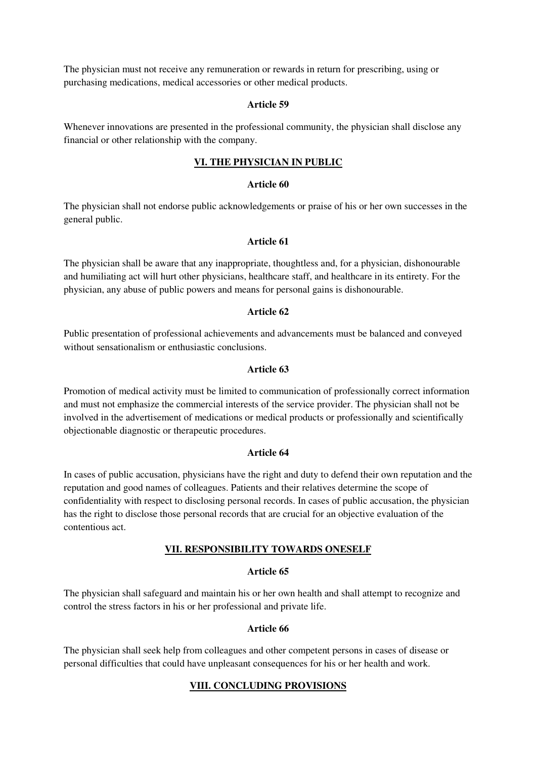The physician must not receive any remuneration or rewards in return for prescribing, using or purchasing medications, medical accessories or other medical products.

### Article 59

Whenever innovations are presented in the professional community, the physician shall disclose any financial or other relationship with the company.

## VI. THE PHYSICIAN IN PUBLIC

### Article 60

The physician shall not endorse public acknowledgements or praise of his or her own successes in the general public.

### Article 61

The physician shall be aware that any inappropriate, thoughtless and, for a physician, dishonourable and humiliating act will hurt other physicians, healthcare staff, and healthcare in its entirety. For the physician, any abuse of public powers and means for personal gains is dishonourable.

### Article 62

Public presentation of professional achievements and advancements must be balanced and conveyed without sensationalism or enthusiastic conclusions.

### Article 63

Promotion of medical activity must be limited to communication of professionally correct information and must not emphasize the commercial interests of the service provider. The physician shall not be involved in the advertisement of medications or medical products or professionally and scientifically objectionable diagnostic or therapeutic procedures.

### Article 64

In cases of public accusation, physicians have the right and duty to defend their own reputation and the reputation and good names of colleagues. Patients and their relatives determine the scope of confidentiality with respect to disclosing personal records. In cases of public accusation, the physician has the right to disclose those personal records that are crucial for an objective evaluation of the contentious act.

## VII. RESPONSIBILITY TOWARDS ONESELF

### Article 65

The physician shall safeguard and maintain his or her own health and shall attempt to recognize and control the stress factors in his or her professional and private life.

### Article 66

The physician shall seek help from colleagues and other competent persons in cases of disease or personal difficulties that could have unpleasant consequences for his or her health and work.

## VIII. CONCLUDING PROVISIONS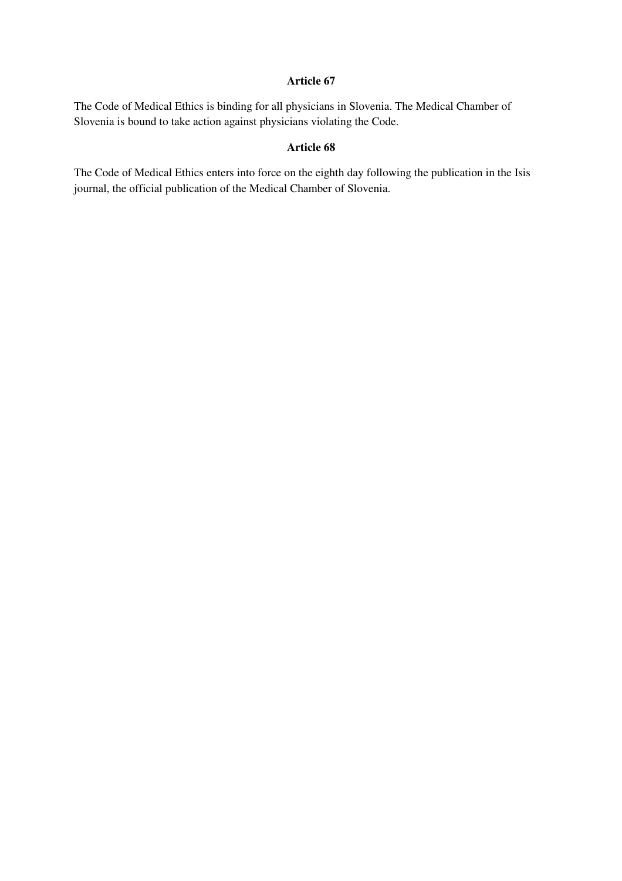**Article 67**

The Code of Medical Ethics is binding for all physicians in Slovenia. The Medical Chamber of Slovenia is bound to take action against physicians violating the Code.

**Article 68**

The Code of Medical Ethics enters into force on the eighth day following the publication in the Isis journal, the official publication of the Medical Chamber of Slovenia.